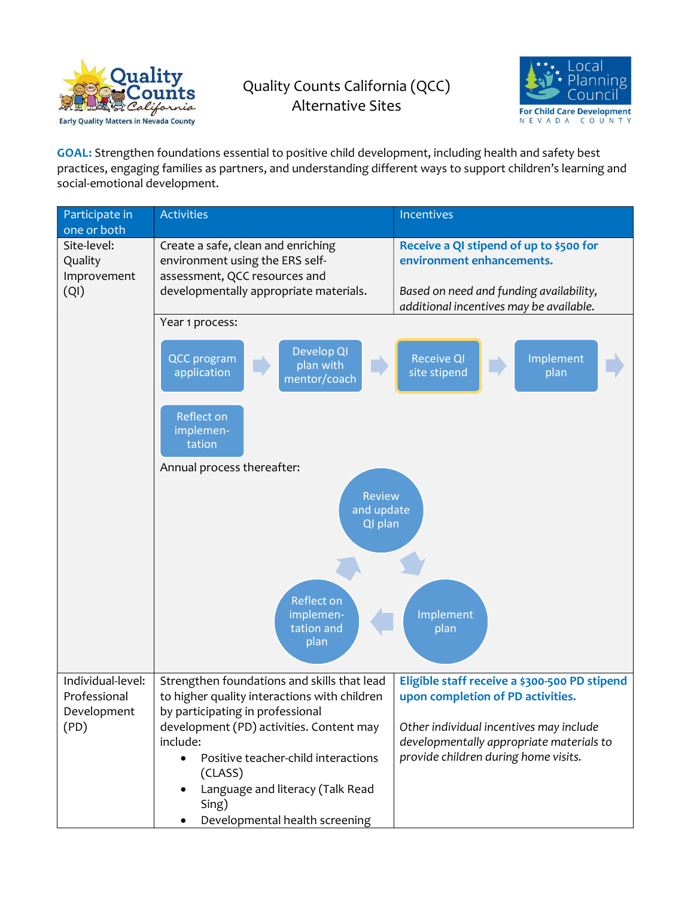# Quality Counts California (QCC) Alternative Sites

Quality Counts California — Early Quality Matters in Nevada County

Local Planning Council For Child Care Development NEVADA COUNTY

**GOAL:** Strengthen foundations essential to positive child development, including health and safety best practices, engaging families as partners, and understanding different ways to support children's learning and social-emotional development.

| Participate in one or both | Activities | Incentives |
|---|---|---|
| Site-level: Quality Improvement (QI) | Create a safe, clean and enriching environment using the ERS self-assessment, QCC resources and developmentally appropriate materials. | **Receive a QI stipend of up to $500 for environment enhancements.**<br><br>*Based on need and funding availability, additional incentives may be available.* |
| | Year 1 process:<br>QCC program application → Develop QI plan with mentor/coach → Receive QI site stipend → Implement plan → Reflect on implementation<br><br>Annual process thereafter:<br>Review and update QI plan → Implement plan → Reflect on implementation and plan → (back to Review and update QI plan) | |
| Individual-level: Professional Development (PD) | Strengthen foundations and skills that lead to higher quality interactions with children by participating in professional development (PD) activities. Content may include:<br>• Positive teacher-child interactions (CLASS)<br>• Language and literacy (Talk Read Sing)<br>• Developmental health screening | **Eligible staff receive a $300-500 PD stipend upon completion of PD activities.**<br><br>*Other individual incentives may include developmentally appropriate materials to provide children during home visits.* |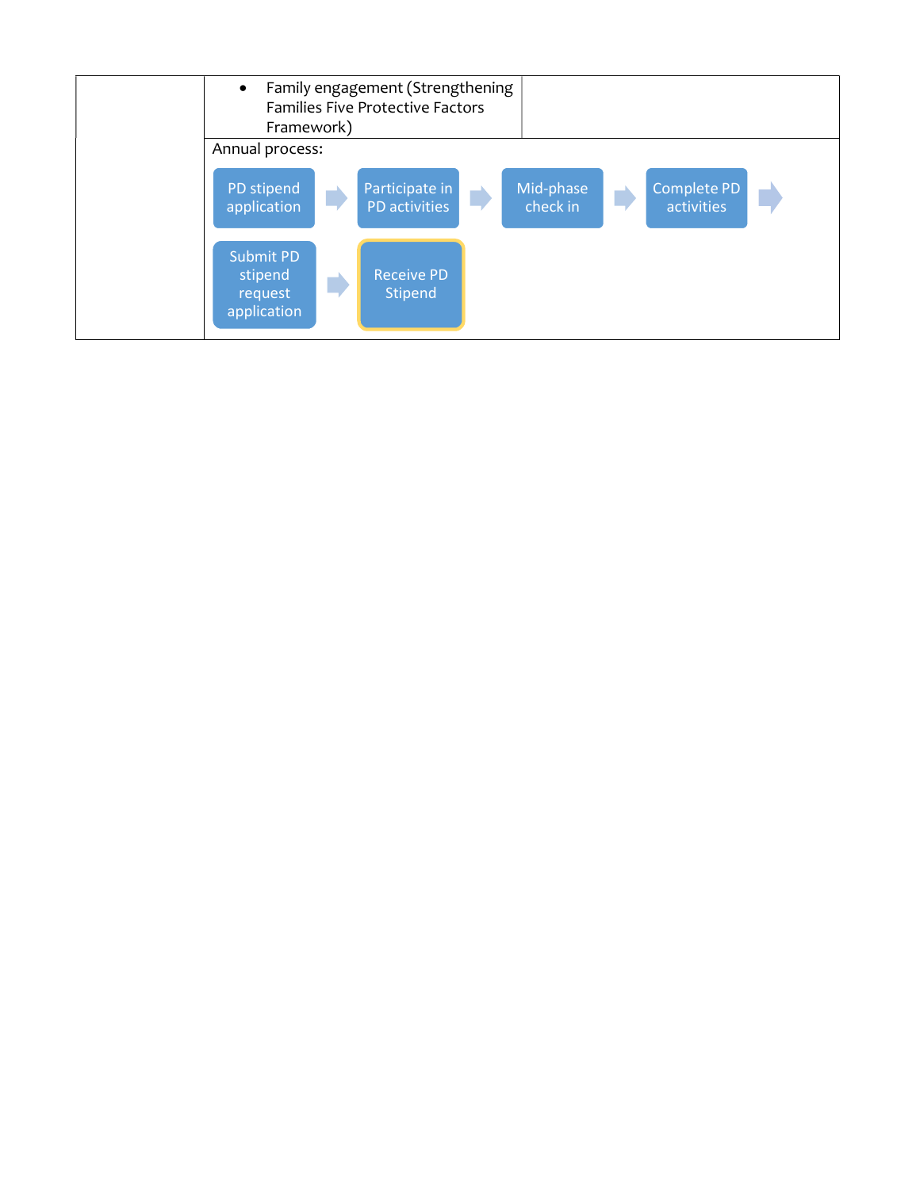| | | |
|---|---|---|
| | • Family engagement (Strengthening Families Five Protective Factors Framework) | |
| | Annual process: | |

PD stipend application → Participate in PD activities → Mid-phase check in → Complete PD activities → Submit PD stipend request application → Receive PD Stipend